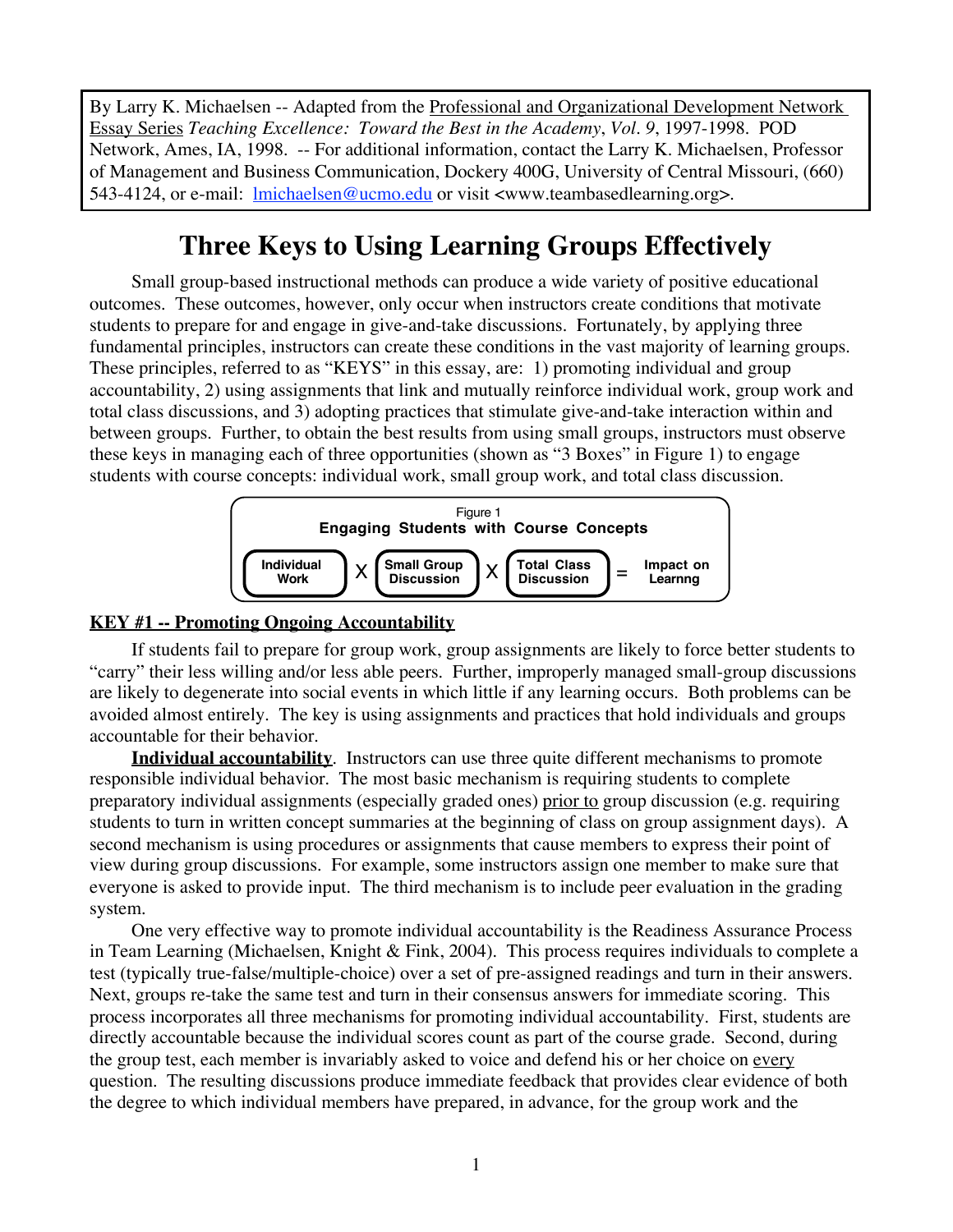By Larry K. Michaelsen -- Adapted from the Professional and Organizational Development Network Essay Series *Teaching Excellence: Toward the Best in the Academy*, *Vol. 9*, 1997-1998. POD Network, Ames, IA, 1998. -- For additional information, contact the Larry K. Michaelsen, Professor of Management and Business Communication, Dockery 400G, University of Central Missouri, (660) 543-4124, or e-mail: lmichaelsen@ucmo.edu or visit <www.teambasedlearning.org>.

# Three Keys to Using Learning Groups Effectively

Small group-based instructional methods can produce a wide variety of positive educational outcomes. These outcomes, however, only occur when instructors create conditions that motivate students to prepare for and engage in give-and-take discussions. Fortunately, by applying three fundamental principles, instructors can create these conditions in the vast majority of learning groups. These principles, referred to as "KEYS" in this essay, are: 1) promoting individual and group accountability, 2) using assignments that link and mutually reinforce individual work, group work and total class discussions, and 3) adopting practices that stimulate give-and-take interaction within and between groups. Further, to obtain the best results from using small groups, instructors must observe these keys in managing each of three opportunities (shown as "3 Boxes" in Figure 1) to engage students with course concepts: individual work, small group work, and total class discussion.

Figure 1
**Engaging Students with Course Concepts**

**Individual Work** X **Small Group Discussion** X **Total Class Discussion** = **Impact on Learnng**

## KEY #1 -- Promoting Ongoing Accountability

If students fail to prepare for group work, group assignments are likely to force better students to "carry" their less willing and/or less able peers. Further, improperly managed small-group discussions are likely to degenerate into social events in which little if any learning occurs. Both problems can be avoided almost entirely. The key is using assignments and practices that hold individuals and groups accountable for their behavior.

**Individual accountability**. Instructors can use three quite different mechanisms to promote responsible individual behavior. The most basic mechanism is requiring students to complete preparatory individual assignments (especially graded ones) prior to group discussion (e.g. requiring students to turn in written concept summaries at the beginning of class on group assignment days). A second mechanism is using procedures or assignments that cause members to express their point of view during group discussions. For example, some instructors assign one member to make sure that everyone is asked to provide input. The third mechanism is to include peer evaluation in the grading system.

One very effective way to promote individual accountability is the Readiness Assurance Process in Team Learning (Michaelsen, Knight & Fink, 2004). This process requires individuals to complete a test (typically true-false/multiple-choice) over a set of pre-assigned readings and turn in their answers. Next, groups re-take the same test and turn in their consensus answers for immediate scoring. This process incorporates all three mechanisms for promoting individual accountability. First, students are directly accountable because the individual scores count as part of the course grade. Second, during the group test, each member is invariably asked to voice and defend his or her choice on every question. The resulting discussions produce immediate feedback that provides clear evidence of both the degree to which individual members have prepared, in advance, for the group work and the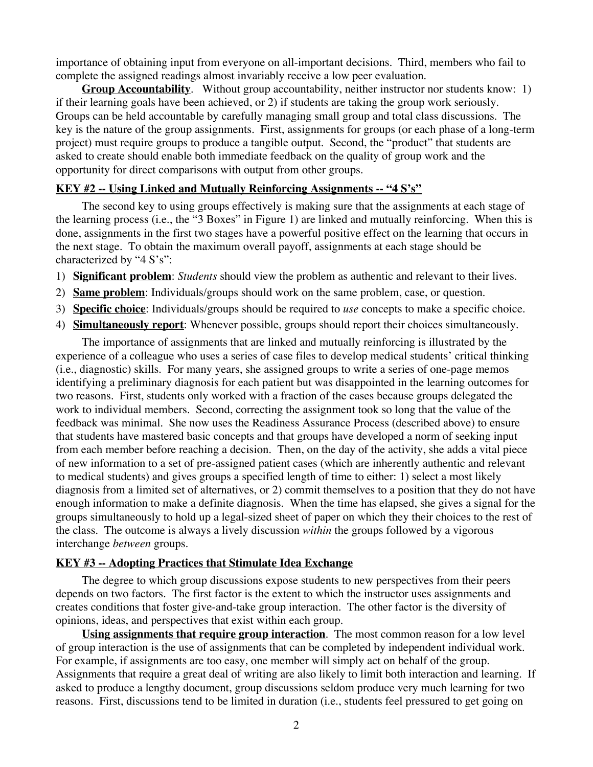importance of obtaining input from everyone on all-important decisions. Third, members who fail to complete the assigned readings almost invariably receive a low peer evaluation.

**Group Accountability**. Without group accountability, neither instructor nor students know: 1) if their learning goals have been achieved, or 2) if students are taking the group work seriously. Groups can be held accountable by carefully managing small group and total class discussions. The key is the nature of the group assignments. First, assignments for groups (or each phase of a long-term project) must require groups to produce a tangible output. Second, the "product" that students are asked to create should enable both immediate feedback on the quality of group work and the opportunity for direct comparisons with output from other groups.

## KEY #2 -- Using Linked and Mutually Reinforcing Assignments -- "4 S's"

The second key to using groups effectively is making sure that the assignments at each stage of the learning process (i.e., the "3 Boxes" in Figure 1) are linked and mutually reinforcing. When this is done, assignments in the first two stages have a powerful positive effect on the learning that occurs in the next stage. To obtain the maximum overall payoff, assignments at each stage should be characterized by "4 S's":

1) **Significant problem**: *Students* should view the problem as authentic and relevant to their lives.
2) **Same problem**: Individuals/groups should work on the same problem, case, or question.
3) **Specific choice**: Individuals/groups should be required to *use* concepts to make a specific choice.
4) **Simultaneously report**: Whenever possible, groups should report their choices simultaneously.

The importance of assignments that are linked and mutually reinforcing is illustrated by the experience of a colleague who uses a series of case files to develop medical students' critical thinking (i.e., diagnostic) skills. For many years, she assigned groups to write a series of one-page memos identifying a preliminary diagnosis for each patient but was disappointed in the learning outcomes for two reasons. First, students only worked with a fraction of the cases because groups delegated the work to individual members. Second, correcting the assignment took so long that the value of the feedback was minimal. She now uses the Readiness Assurance Process (described above) to ensure that students have mastered basic concepts and that groups have developed a norm of seeking input from each member before reaching a decision. Then, on the day of the activity, she adds a vital piece of new information to a set of pre-assigned patient cases (which are inherently authentic and relevant to medical students) and gives groups a specified length of time to either: 1) select a most likely diagnosis from a limited set of alternatives, or 2) commit themselves to a position that they do not have enough information to make a definite diagnosis. When the time has elapsed, she gives a signal for the groups simultaneously to hold up a legal-sized sheet of paper on which they their choices to the rest of the class. The outcome is always a lively discussion *within* the groups followed by a vigorous interchange *between* groups.

## KEY #3 -- Adopting Practices that Stimulate Idea Exchange

The degree to which group discussions expose students to new perspectives from their peers depends on two factors. The first factor is the extent to which the instructor uses assignments and creates conditions that foster give-and-take group interaction. The other factor is the diversity of opinions, ideas, and perspectives that exist within each group.

**Using assignments that require group interaction**. The most common reason for a low level of group interaction is the use of assignments that can be completed by independent individual work. For example, if assignments are too easy, one member will simply act on behalf of the group. Assignments that require a great deal of writing are also likely to limit both interaction and learning. If asked to produce a lengthy document, group discussions seldom produce very much learning for two reasons. First, discussions tend to be limited in duration (i.e., students feel pressured to get going on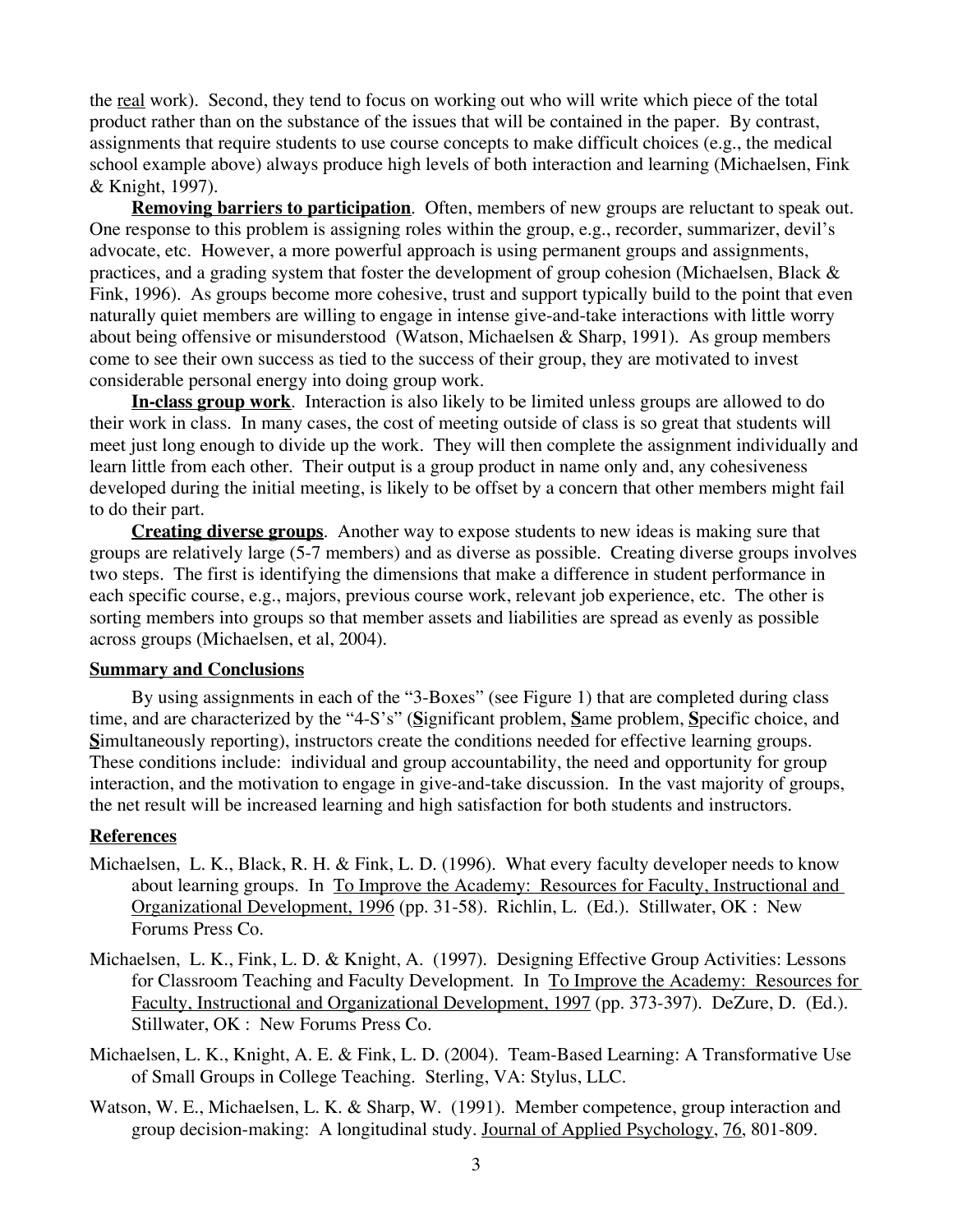the real work). Second, they tend to focus on working out who will write which piece of the total product rather than on the substance of the issues that will be contained in the paper. By contrast, assignments that require students to use course concepts to make difficult choices (e.g., the medical school example above) always produce high levels of both interaction and learning (Michaelsen, Fink & Knight, 1997).

**Removing barriers to participation**. Often, members of new groups are reluctant to speak out. One response to this problem is assigning roles within the group, e.g., recorder, summarizer, devil's advocate, etc. However, a more powerful approach is using permanent groups and assignments, practices, and a grading system that foster the development of group cohesion (Michaelsen, Black & Fink, 1996). As groups become more cohesive, trust and support typically build to the point that even naturally quiet members are willing to engage in intense give-and-take interactions with little worry about being offensive or misunderstood (Watson, Michaelsen & Sharp, 1991). As group members come to see their own success as tied to the success of their group, they are motivated to invest considerable personal energy into doing group work.

**In-class group work**. Interaction is also likely to be limited unless groups are allowed to do their work in class. In many cases, the cost of meeting outside of class is so great that students will meet just long enough to divide up the work. They will then complete the assignment individually and learn little from each other. Their output is a group product in name only and, any cohesiveness developed during the initial meeting, is likely to be offset by a concern that other members might fail to do their part.

**Creating diverse groups**. Another way to expose students to new ideas is making sure that groups are relatively large (5-7 members) and as diverse as possible. Creating diverse groups involves two steps. The first is identifying the dimensions that make a difference in student performance in each specific course, e.g., majors, previous course work, relevant job experience, etc. The other is sorting members into groups so that member assets and liabilities are spread as evenly as possible across groups (Michaelsen, et al, 2004).

## Summary and Conclusions

By using assignments in each of the "3-Boxes" (see Figure 1) that are completed during class time, and are characterized by the "4-S's" (**S**ignificant problem, **S**ame problem, **S**pecific choice, and **S**imultaneously reporting), instructors create the conditions needed for effective learning groups. These conditions include: individual and group accountability, the need and opportunity for group interaction, and the motivation to engage in give-and-take discussion. In the vast majority of groups, the net result will be increased learning and high satisfaction for both students and instructors.

## References

Michaelsen, L. K., Black, R. H. & Fink, L. D. (1996). What every faculty developer needs to know about learning groups. In To Improve the Academy: Resources for Faculty, Instructional and Organizational Development, 1996 (pp. 31-58). Richlin, L. (Ed.). Stillwater, OK : New Forums Press Co.

Michaelsen, L. K., Fink, L. D. & Knight, A. (1997). Designing Effective Group Activities: Lessons for Classroom Teaching and Faculty Development. In To Improve the Academy: Resources for Faculty, Instructional and Organizational Development, 1997 (pp. 373-397). DeZure, D. (Ed.). Stillwater, OK : New Forums Press Co.

Michaelsen, L. K., Knight, A. E. & Fink, L. D. (2004). Team-Based Learning: A Transformative Use of Small Groups in College Teaching. Sterling, VA: Stylus, LLC.

Watson, W. E., Michaelsen, L. K. & Sharp, W. (1991). Member competence, group interaction and group decision-making: A longitudinal study. Journal of Applied Psychology, 76, 801-809.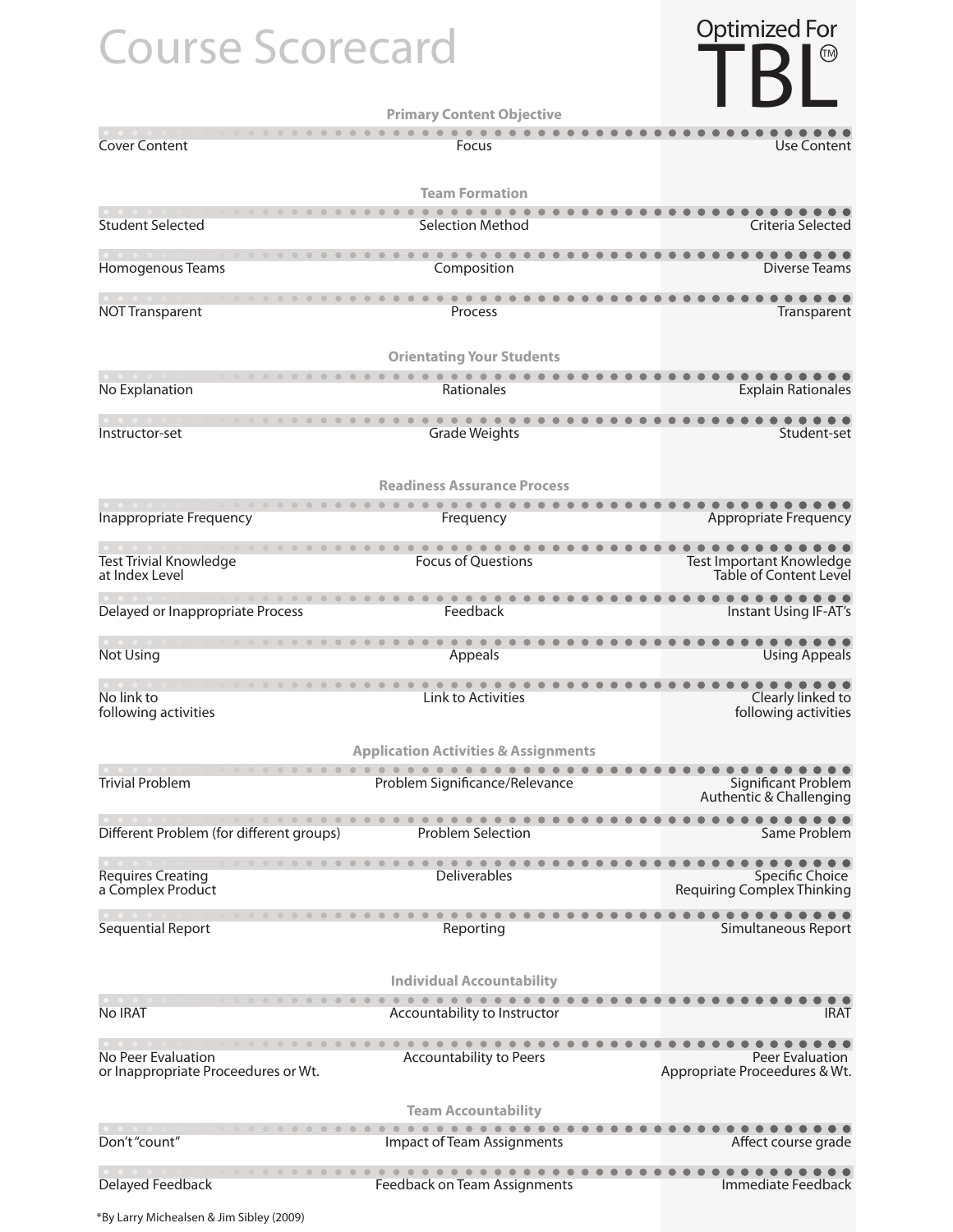# Course Scorecard

Optimized For TBL™

### Primary Content Objective

| Low | Dimension | Optimized for TBL |
|---|---|---|
| Cover Content | Focus | Use Content |

### Team Formation

| Low | Dimension | Optimized for TBL |
|---|---|---|
| Student Selected | Selection Method | Criteria Selected |
| Homogenous Teams | Composition | Diverse Teams |
| NOT Transparent | Process | Transparent |

### Orientating Your Students

| Low | Dimension | Optimized for TBL |
|---|---|---|
| No Explanation | Rationales | Explain Rationales |
| Instructor-set | Grade Weights | Student-set |

### Readiness Assurance Process

| Low | Dimension | Optimized for TBL |
|---|---|---|
| Inappropriate Frequency | Frequency | Appropriate Frequency |
| Test Trivial Knowledge at Index Level | Focus of Questions | Test Important Knowledge Table of Content Level |
| Delayed or Inappropriate Process | Feedback | Instant Using IF-AT's |
| Not Using | Appeals | Using Appeals |
| No link to following activities | Link to Activities | Clearly linked to following activities |

### Application Activities & Assignments

| Low | Dimension | Optimized for TBL |
|---|---|---|
| Trivial Problem | Problem Significance/Relevance | Significant Problem Authentic & Challenging |
| Different Problem (for different groups) | Problem Selection | Same Problem |
| Requires Creating a Complex Product | Deliverables | Specific Choice Requiring Complex Thinking |
| Sequential Report | Reporting | Simultaneous Report |

### Individual Accountability

| Low | Dimension | Optimized for TBL |
|---|---|---|
| No IRAT | Accountability to Instructor | IRAT |
| No Peer Evaluation or Inappropriate Proceedures or Wt. | Accountability to Peers | Peer Evaluation Appropriate Proceedures & Wt. |

### Team Accountability

| Low | Dimension | Optimized for TBL |
|---|---|---|
| Don't "count" | Impact of Team Assignments | Affect course grade |
| Delayed Feedback | Feedback on Team Assignments | Immediate Feedback |

*By Larry Michealsen & Jim Sibley (2009)